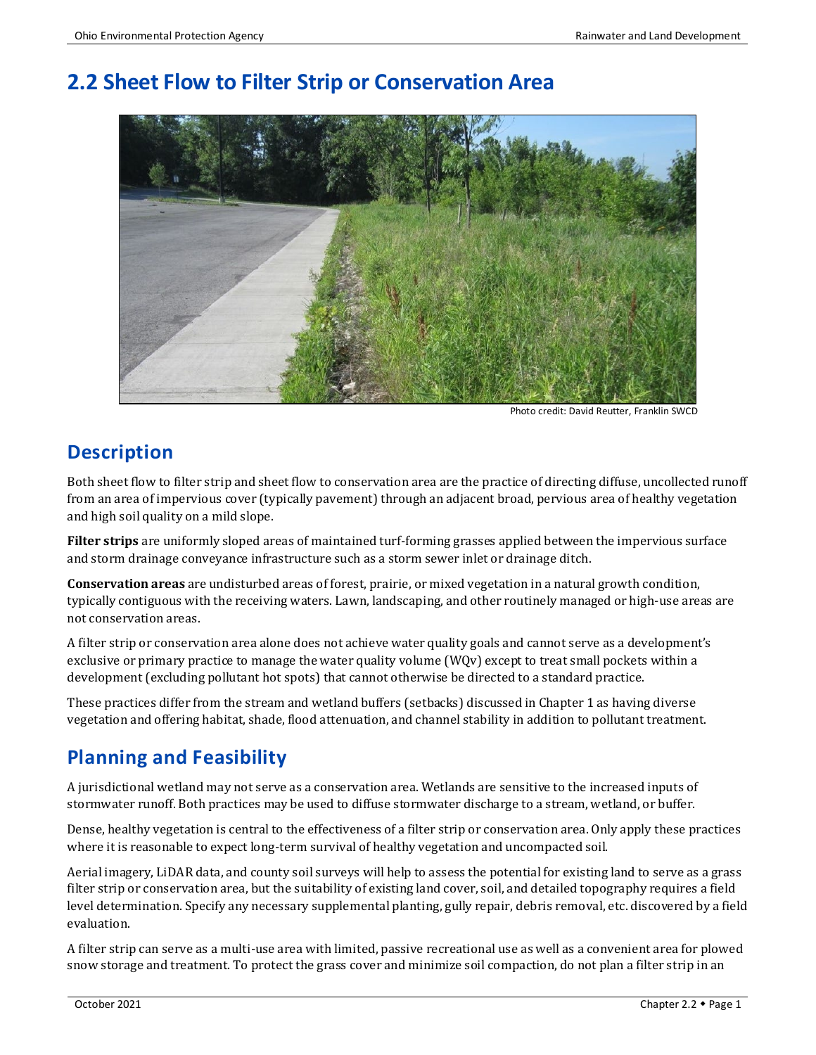# 2.2 Sheet Flow to Filter Strip or Conservation Area

Photo credit: David Reutter, Franklin SWCD

## Description

Both sheet flow to filter strip and sheet flow to conservation area are the practice of directing diffuse, uncollected runoff from an area of impervious cover (typically pavement) through an adjacent broad, pervious area of healthy vegetation and high soil quality on a mild slope.

**Filter strips** are uniformly sloped areas of maintained turf-forming grasses applied between the impervious surface and storm drainage conveyance infrastructure such as a storm sewer inlet or drainage ditch.

**Conservation areas** are undisturbed areas of forest, prairie, or mixed vegetation in a natural growth condition, typically contiguous with the receiving waters. Lawn, landscaping, and other routinely managed or high-use areas are not conservation areas.

A filter strip or conservation area alone does not achieve water quality goals and cannot serve as a development's exclusive or primary practice to manage the water quality volume (WQv) except to treat small pockets within a development (excluding pollutant hot spots) that cannot otherwise be directed to a standard practice.

These practices differ from the stream and wetland buffers (setbacks) discussed in Chapter 1 as having diverse vegetation and offering habitat, shade, flood attenuation, and channel stability in addition to pollutant treatment.

## Planning and Feasibility

A jurisdictional wetland may not serve as a conservation area. Wetlands are sensitive to the increased inputs of stormwater runoff. Both practices may be used to diffuse stormwater discharge to a stream, wetland, or buffer.

Dense, healthy vegetation is central to the effectiveness of a filter strip or conservation area. Only apply these practices where it is reasonable to expect long-term survival of healthy vegetation and uncompacted soil.

Aerial imagery, LiDAR data, and county soil surveys will help to assess the potential for existing land to serve as a grass filter strip or conservation area, but the suitability of existing land cover, soil, and detailed topography requires a field level determination. Specify any necessary supplemental planting, gully repair, debris removal, etc. discovered by a field evaluation.

A filter strip can serve as a multi-use area with limited, passive recreational use as well as a convenient area for plowed snow storage and treatment. To protect the grass cover and minimize soil compaction, do not plan a filter strip in an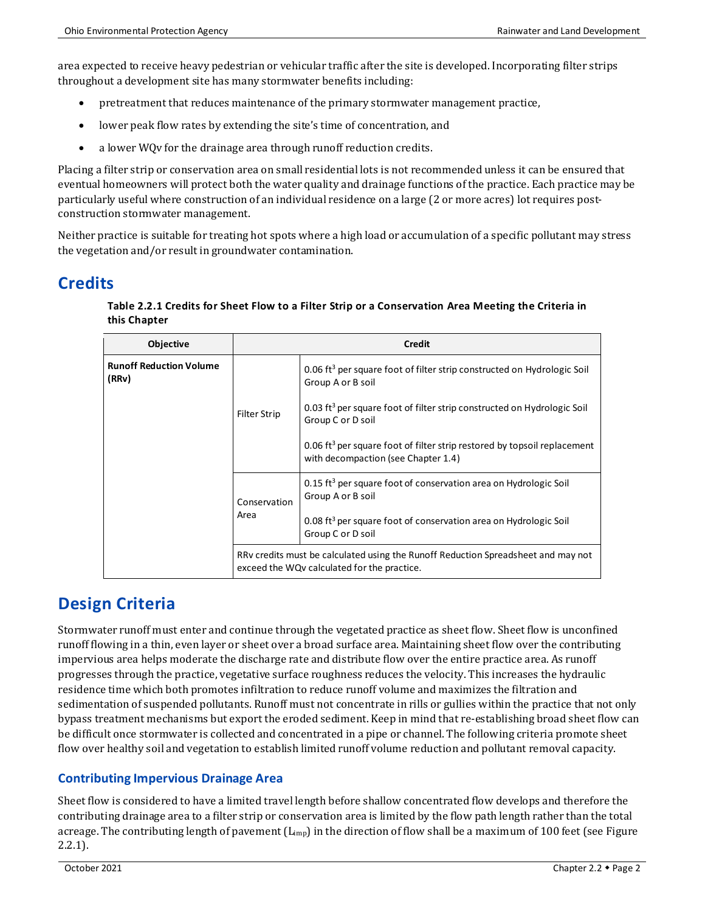area expected to receive heavy pedestrian or vehicular traffic after the site is developed. Incorporating filter strips throughout a development site has many stormwater benefits including:

- pretreatment that reduces maintenance of the primary stormwater management practice,
- lower peak flow rates by extending the site's time of concentration, and
- a lower WQv for the drainage area through runoff reduction credits.

Placing a filter strip or conservation area on small residential lots is not recommended unless it can be ensured that eventual homeowners will protect both the water quality and drainage functions of the practice. Each practice may be particularly useful where construction of an individual residence on a large (2 or more acres) lot requires post-construction stormwater management.

Neither practice is suitable for treating hot spots where a high load or accumulation of a specific pollutant may stress the vegetation and/or result in groundwater contamination.

## Credits

**Table 2.2.1 Credits for Sheet Flow to a Filter Strip or a Conservation Area Meeting the Criteria in this Chapter**

| Objective | Credit | |
|---|---|---|
| **Runoff Reduction Volume (RRv)** | Filter Strip | 0.06 $ft^3$ per square foot of filter strip constructed on Hydrologic Soil Group A or B soil |
| | | 0.03 $ft^3$ per square foot of filter strip constructed on Hydrologic Soil Group C or D soil |
| | | 0.06 $ft^3$ per square foot of filter strip restored by topsoil replacement with decompaction (see Chapter 1.4) |
| | Conservation Area | 0.15 $ft^3$ per square foot of conservation area on Hydrologic Soil Group A or B soil |
| | | 0.08 $ft^3$ per square foot of conservation area on Hydrologic Soil Group C or D soil |
| | RRv credits must be calculated using the Runoff Reduction Spreadsheet and may not exceed the WQv calculated for the practice. | |

## Design Criteria

Stormwater runoff must enter and continue through the vegetated practice as sheet flow. Sheet flow is unconfined runoff flowing in a thin, even layer or sheet over a broad surface area. Maintaining sheet flow over the contributing impervious area helps moderate the discharge rate and distribute flow over the entire practice area. As runoff progresses through the practice, vegetative surface roughness reduces the velocity. This increases the hydraulic residence time which both promotes infiltration to reduce runoff volume and maximizes the filtration and sedimentation of suspended pollutants. Runoff must not concentrate in rills or gullies within the practice that not only bypass treatment mechanisms but export the eroded sediment. Keep in mind that re-establishing broad sheet flow can be difficult once stormwater is collected and concentrated in a pipe or channel. The following criteria promote sheet flow over healthy soil and vegetation to establish limited runoff volume reduction and pollutant removal capacity.

### Contributing Impervious Drainage Area

Sheet flow is considered to have a limited travel length before shallow concentrated flow develops and therefore the contributing drainage area to a filter strip or conservation area is limited by the flow path length rather than the total acreage. The contributing length of pavement ($L_{imp}$) in the direction of flow shall be a maximum of 100 feet (see Figure 2.2.1).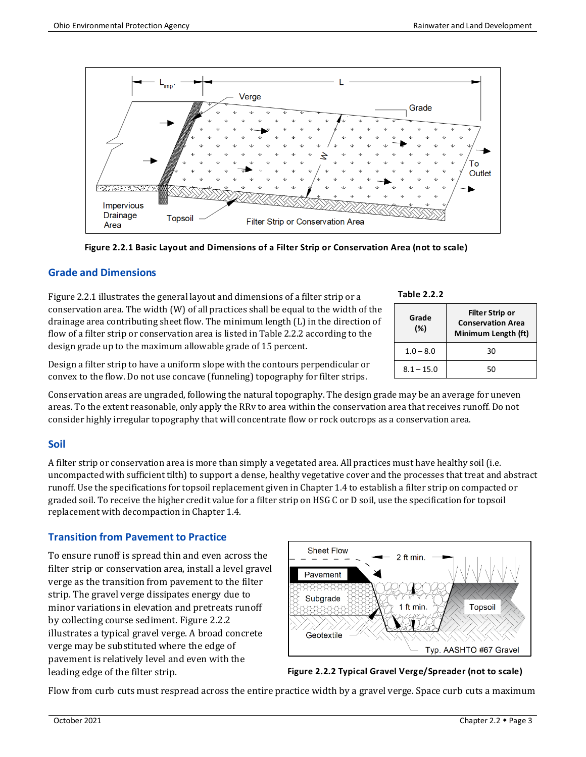Figure 2.2.1 Basic Layout and Dimensions of a Filter Strip or Conservation Area (not to scale)

## Grade and Dimensions

Figure 2.2.1 illustrates the general layout and dimensions of a filter strip or a conservation area. The width (W) of all practices shall be equal to the width of the drainage area contributing sheet flow. The minimum length (L) in the direction of flow of a filter strip or conservation area is listed in Table 2.2.2 according to the design grade up to the maximum allowable grade of 15 percent.

**Table 2.2.2**

| Grade (%) | Filter Strip or Conservation Area Minimum Length (ft) |
|---|---|
| 1.0 – 8.0 | 30 |
| 8.1 – 15.0 | 50 |

Design a filter strip to have a uniform slope with the contours perpendicular or convex to the flow. Do not use concave (funneling) topography for filter strips.

Conservation areas are ungraded, following the natural topography. The design grade may be an average for uneven areas. To the extent reasonable, only apply the RRv to area within the conservation area that receives runoff. Do not consider highly irregular topography that will concentrate flow or rock outcrops as a conservation area.

## Soil

A filter strip or conservation area is more than simply a vegetated area. All practices must have healthy soil (i.e. uncompacted with sufficient tilth) to support a dense, healthy vegetative cover and the processes that treat and abstract runoff. Use the specifications for topsoil replacement given in Chapter 1.4 to establish a filter strip on compacted or graded soil. To receive the higher credit value for a filter strip on HSG C or D soil, use the specification for topsoil replacement with decompaction in Chapter 1.4.

## Transition from Pavement to Practice

To ensure runoff is spread thin and even across the filter strip or conservation area, install a level gravel verge as the transition from pavement to the filter strip. The gravel verge dissipates energy due to minor variations in elevation and pretreats runoff by collecting course sediment. Figure 2.2.2 illustrates a typical gravel verge. A broad concrete verge may be substituted where the edge of pavement is relatively level and even with the leading edge of the filter strip.

Figure 2.2.2 Typical Gravel Verge/Spreader (not to scale)

Flow from curb cuts must respread across the entire practice width by a gravel verge. Space curb cuts a maximum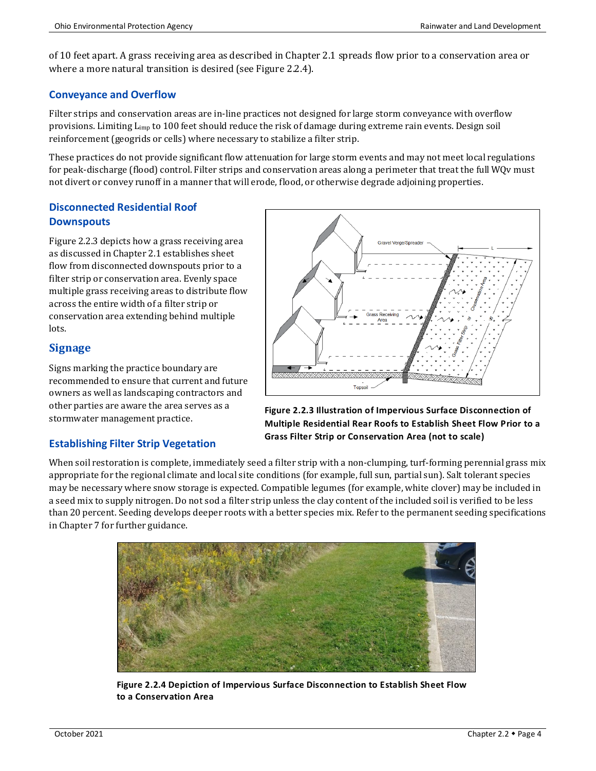of 10 feet apart. A grass receiving area as described in Chapter 2.1 spreads flow prior to a conservation area or where a more natural transition is desired (see Figure 2.2.4).

## Conveyance and Overflow

Filter strips and conservation areas are in-line practices not designed for large storm conveyance with overflow provisions. Limiting $L_{imp}$ to 100 feet should reduce the risk of damage during extreme rain events. Design soil reinforcement (geogrids or cells) where necessary to stabilize a filter strip.

These practices do not provide significant flow attenuation for large storm events and may not meet local regulations for peak-discharge (flood) control. Filter strips and conservation areas along a perimeter that treat the full WQv must not divert or convey runoff in a manner that will erode, flood, or otherwise degrade adjoining properties.

## Disconnected Residential Roof Downspouts

Figure 2.2.3 depicts how a grass receiving area as discussed in Chapter 2.1 establishes sheet flow from disconnected downspouts prior to a filter strip or conservation area. Evenly space multiple grass receiving areas to distribute flow across the entire width of a filter strip or conservation area extending behind multiple lots.

**Figure 2.2.3 Illustration of Impervious Surface Disconnection of Multiple Residential Rear Roofs to Establish Sheet Flow Prior to a Grass Filter Strip or Conservation Area (not to scale)**

## Signage

Signs marking the practice boundary are recommended to ensure that current and future owners as well as landscaping contractors and other parties are aware the area serves as a stormwater management practice.

## Establishing Filter Strip Vegetation

When soil restoration is complete, immediately seed a filter strip with a non-clumping, turf-forming perennial grass mix appropriate for the regional climate and local site conditions (for example, full sun, partial sun). Salt tolerant species may be necessary where snow storage is expected. Compatible legumes (for example, white clover) may be included in a seed mix to supply nitrogen. Do not sod a filter strip unless the clay content of the included soil is verified to be less than 20 percent. Seeding develops deeper roots with a better species mix. Refer to the permanent seeding specifications in Chapter 7 for further guidance.

**Figure 2.2.4 Depiction of Impervious Surface Disconnection to Establish Sheet Flow to a Conservation Area**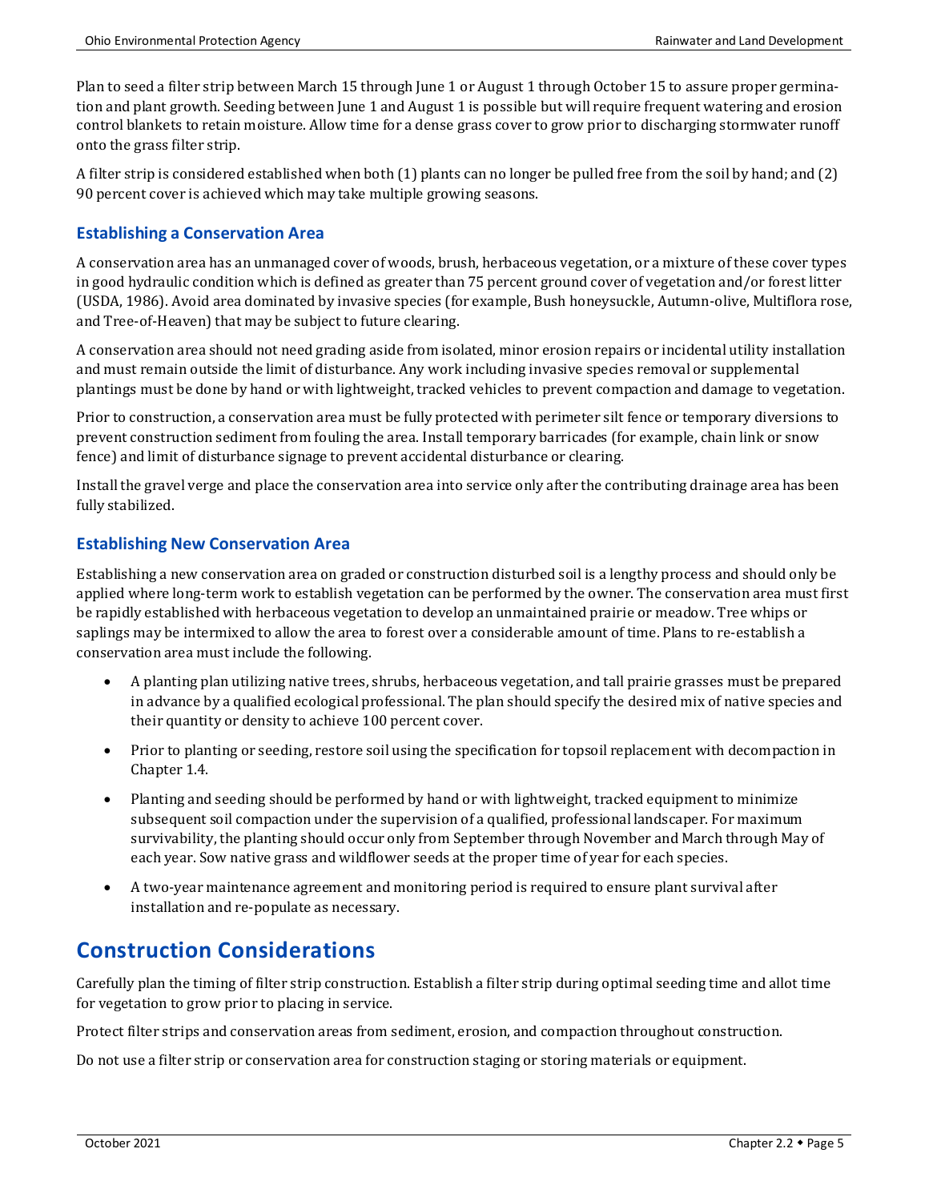Plan to seed a filter strip between March 15 through June 1 or August 1 through October 15 to assure proper germination and plant growth. Seeding between June 1 and August 1 is possible but will require frequent watering and erosion control blankets to retain moisture. Allow time for a dense grass cover to grow prior to discharging stormwater runoff onto the grass filter strip.

A filter strip is considered established when both (1) plants can no longer be pulled free from the soil by hand; and (2) 90 percent cover is achieved which may take multiple growing seasons.

### Establishing a Conservation Area

A conservation area has an unmanaged cover of woods, brush, herbaceous vegetation, or a mixture of these cover types in good hydraulic condition which is defined as greater than 75 percent ground cover of vegetation and/or forest litter (USDA, 1986). Avoid area dominated by invasive species (for example, Bush honeysuckle, Autumn-olive, Multiflora rose, and Tree-of-Heaven) that may be subject to future clearing.

A conservation area should not need grading aside from isolated, minor erosion repairs or incidental utility installation and must remain outside the limit of disturbance. Any work including invasive species removal or supplemental plantings must be done by hand or with lightweight, tracked vehicles to prevent compaction and damage to vegetation.

Prior to construction, a conservation area must be fully protected with perimeter silt fence or temporary diversions to prevent construction sediment from fouling the area. Install temporary barricades (for example, chain link or snow fence) and limit of disturbance signage to prevent accidental disturbance or clearing.

Install the gravel verge and place the conservation area into service only after the contributing drainage area has been fully stabilized.

### Establishing New Conservation Area

Establishing a new conservation area on graded or construction disturbed soil is a lengthy process and should only be applied where long-term work to establish vegetation can be performed by the owner. The conservation area must first be rapidly established with herbaceous vegetation to develop an unmaintained prairie or meadow. Tree whips or saplings may be intermixed to allow the area to forest over a considerable amount of time. Plans to re-establish a conservation area must include the following.

- A planting plan utilizing native trees, shrubs, herbaceous vegetation, and tall prairie grasses must be prepared in advance by a qualified ecological professional. The plan should specify the desired mix of native species and their quantity or density to achieve 100 percent cover.
- Prior to planting or seeding, restore soil using the specification for topsoil replacement with decompaction in Chapter 1.4.
- Planting and seeding should be performed by hand or with lightweight, tracked equipment to minimize subsequent soil compaction under the supervision of a qualified, professional landscaper. For maximum survivability, the planting should occur only from September through November and March through May of each year. Sow native grass and wildflower seeds at the proper time of year for each species.
- A two-year maintenance agreement and monitoring period is required to ensure plant survival after installation and re-populate as necessary.

## Construction Considerations

Carefully plan the timing of filter strip construction. Establish a filter strip during optimal seeding time and allot time for vegetation to grow prior to placing in service.

Protect filter strips and conservation areas from sediment, erosion, and compaction throughout construction.

Do not use a filter strip or conservation area for construction staging or storing materials or equipment.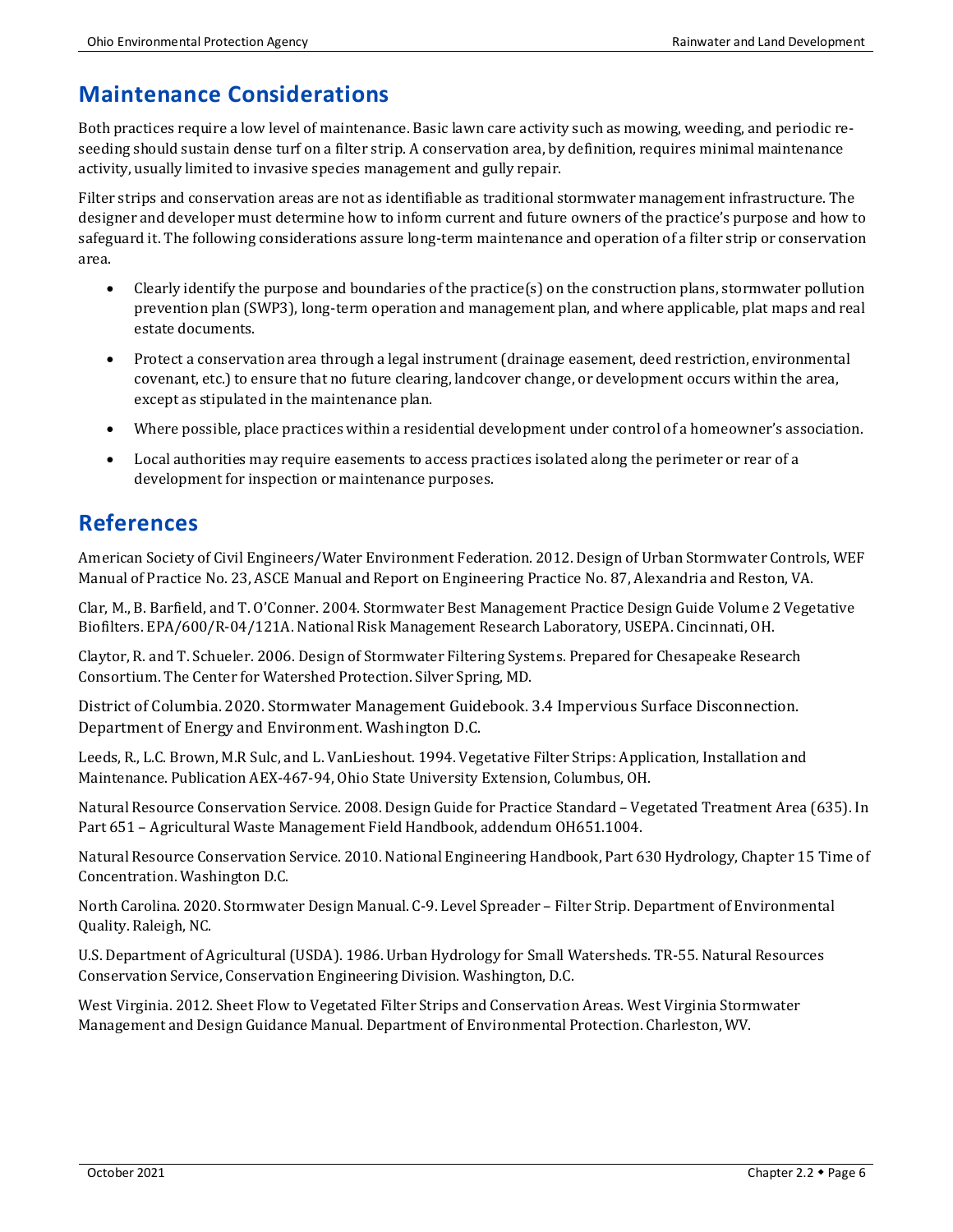## Maintenance Considerations

Both practices require a low level of maintenance. Basic lawn care activity such as mowing, weeding, and periodic re-seeding should sustain dense turf on a filter strip. A conservation area, by definition, requires minimal maintenance activity, usually limited to invasive species management and gully repair.

Filter strips and conservation areas are not as identifiable as traditional stormwater management infrastructure. The designer and developer must determine how to inform current and future owners of the practice's purpose and how to safeguard it. The following considerations assure long-term maintenance and operation of a filter strip or conservation area.

- Clearly identify the purpose and boundaries of the practice(s) on the construction plans, stormwater pollution prevention plan (SWP3), long-term operation and management plan, and where applicable, plat maps and real estate documents.
- Protect a conservation area through a legal instrument (drainage easement, deed restriction, environmental covenant, etc.) to ensure that no future clearing, landcover change, or development occurs within the area, except as stipulated in the maintenance plan.
- Where possible, place practices within a residential development under control of a homeowner's association.
- Local authorities may require easements to access practices isolated along the perimeter or rear of a development for inspection or maintenance purposes.

## References

American Society of Civil Engineers/Water Environment Federation. 2012. Design of Urban Stormwater Controls, WEF Manual of Practice No. 23, ASCE Manual and Report on Engineering Practice No. 87, Alexandria and Reston, VA.

Clar, M., B. Barfield, and T. O'Conner. 2004. Stormwater Best Management Practice Design Guide Volume 2 Vegetative Biofilters. EPA/600/R-04/121A. National Risk Management Research Laboratory, USEPA. Cincinnati, OH.

Claytor, R. and T. Schueler. 2006. Design of Stormwater Filtering Systems. Prepared for Chesapeake Research Consortium. The Center for Watershed Protection. Silver Spring, MD.

District of Columbia. 2020. Stormwater Management Guidebook. 3.4 Impervious Surface Disconnection. Department of Energy and Environment. Washington D.C.

Leeds, R., L.C. Brown, M.R Sulc, and L. VanLieshout. 1994. Vegetative Filter Strips: Application, Installation and Maintenance. Publication AEX-467-94, Ohio State University Extension, Columbus, OH.

Natural Resource Conservation Service. 2008. Design Guide for Practice Standard – Vegetated Treatment Area (635). In Part 651 – Agricultural Waste Management Field Handbook, addendum OH651.1004.

Natural Resource Conservation Service. 2010. National Engineering Handbook, Part 630 Hydrology, Chapter 15 Time of Concentration. Washington D.C.

North Carolina. 2020. Stormwater Design Manual. C-9. Level Spreader – Filter Strip. Department of Environmental Quality. Raleigh, NC.

U.S. Department of Agricultural (USDA). 1986. Urban Hydrology for Small Watersheds. TR-55. Natural Resources Conservation Service, Conservation Engineering Division. Washington, D.C.

West Virginia. 2012. Sheet Flow to Vegetated Filter Strips and Conservation Areas. West Virginia Stormwater Management and Design Guidance Manual. Department of Environmental Protection. Charleston, WV.